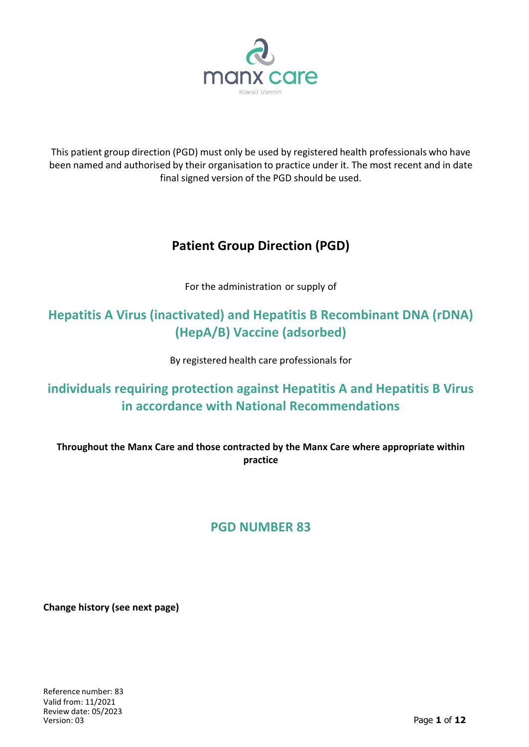manx care

Kiarail Vannin

This patient group direction (PGD) must only be used by registered health professionals who have been named and authorised by their organisation to practice under it. The most recent and in date final signed version of the PGD should be used.

# Patient Group Direction (PGD)

For the administration or supply of

## Hepatitis A Virus (inactivated) and Hepatitis B Recombinant DNA (rDNA) (HepA/B) Vaccine (adsorbed)

By registered health care professionals for

## individuals requiring protection against Hepatitis A and Hepatitis B Virus in accordance with National Recommendations

**Throughout the Manx Care and those contracted by the Manx Care where appropriate within practice**

## PGD NUMBER 83

**Change history (see next page)**

Reference number: 83
Valid from: 11/2021
Review date: 05/2023
Version: 03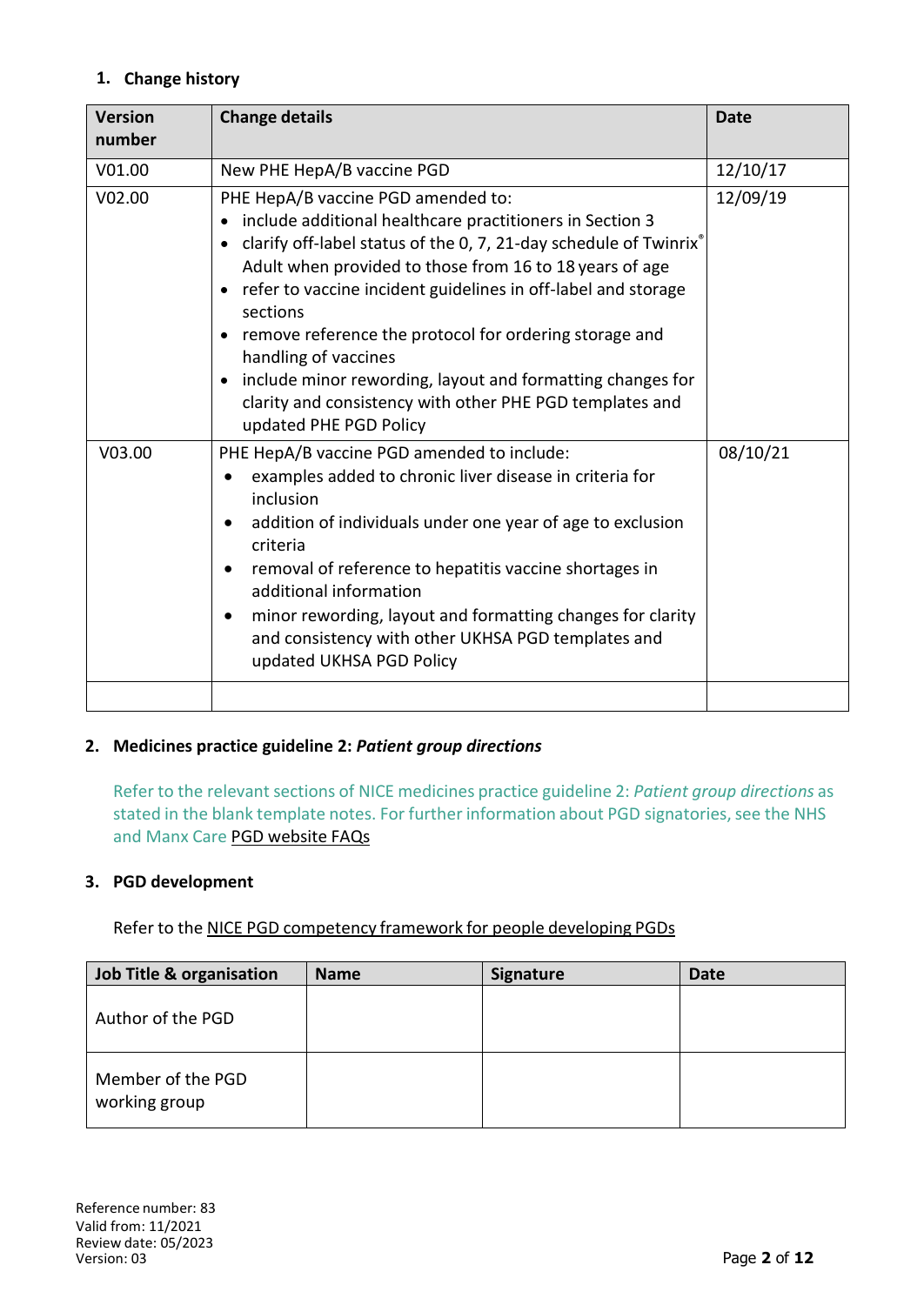## 1. Change history

| Version number | Change details | Date |
|---|---|---|
| V01.00 | New PHE HepA/B vaccine PGD | 12/10/17 |
| V02.00 | PHE HepA/B vaccine PGD amended to:<br>• include additional healthcare practitioners in Section 3<br>• clarify off-label status of the 0, 7, 21-day schedule of Twinrix® Adult when provided to those from 16 to 18 years of age<br>• refer to vaccine incident guidelines in off-label and storage sections<br>• remove reference the protocol for ordering storage and handling of vaccines<br>• include minor rewording, layout and formatting changes for clarity and consistency with other PHE PGD templates and updated PHE PGD Policy | 12/09/19 |
| V03.00 | PHE HepA/B vaccine PGD amended to include:<br>• examples added to chronic liver disease in criteria for inclusion<br>• addition of individuals under one year of age to exclusion criteria<br>• removal of reference to hepatitis vaccine shortages in additional information<br>• minor rewording, layout and formatting changes for clarity and consistency with other UKHSA PGD templates and updated UKHSA PGD Policy | 08/10/21 |
| | | |

## 2. Medicines practice guideline 2: *Patient group directions*

Refer to the relevant sections of NICE medicines practice guideline 2: *Patient group directions* as stated in the blank template notes. For further information about PGD signatories, see the NHS and Manx Care PGD website FAQs

## 3. PGD development

Refer to the NICE PGD competency framework for people developing PGDs

| Job Title & organisation | Name | Signature | Date |
|---|---|---|---|
| Author of the PGD | | | |
| Member of the PGD working group | | | |

Reference number: 83
Valid from: 11/2021
Review date: 05/2023
Version: 03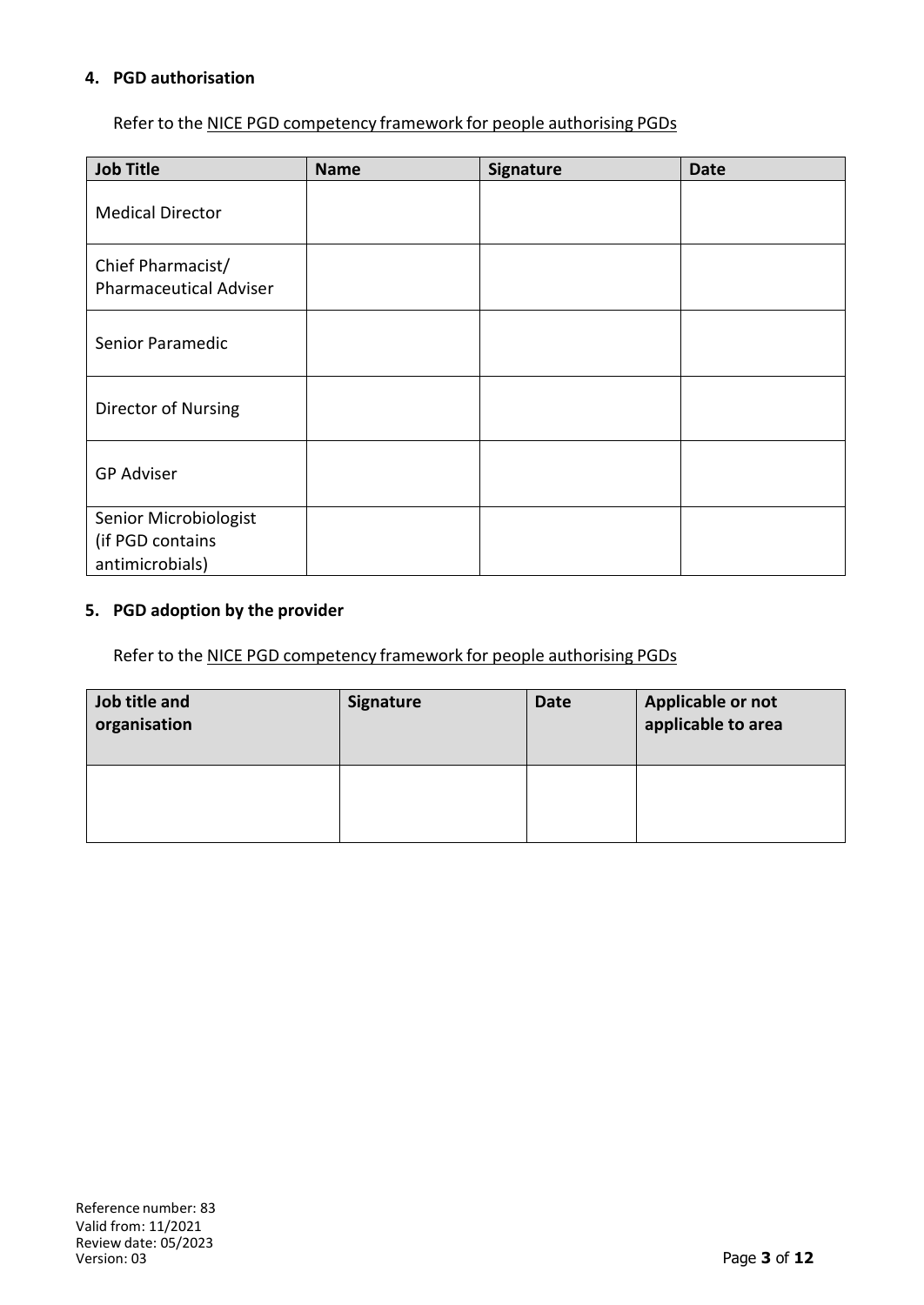## 4. PGD authorisation

Refer to the NICE PGD competency framework for people authorising PGDs

| Job Title | Name | Signature | Date |
|---|---|---|---|
| Medical Director | | | |
| Chief Pharmacist/ Pharmaceutical Adviser | | | |
| Senior Paramedic | | | |
| Director of Nursing | | | |
| GP Adviser | | | |
| Senior Microbiologist (if PGD contains antimicrobials) | | | |

## 5. PGD adoption by the provider

Refer to the NICE PGD competency framework for people authorising PGDs

| Job title and organisation | Signature | Date | Applicable or not applicable to area |
|---|---|---|---|
| | | | |

Reference number: 83
Valid from: 11/2021
Review date: 05/2023
Version: 03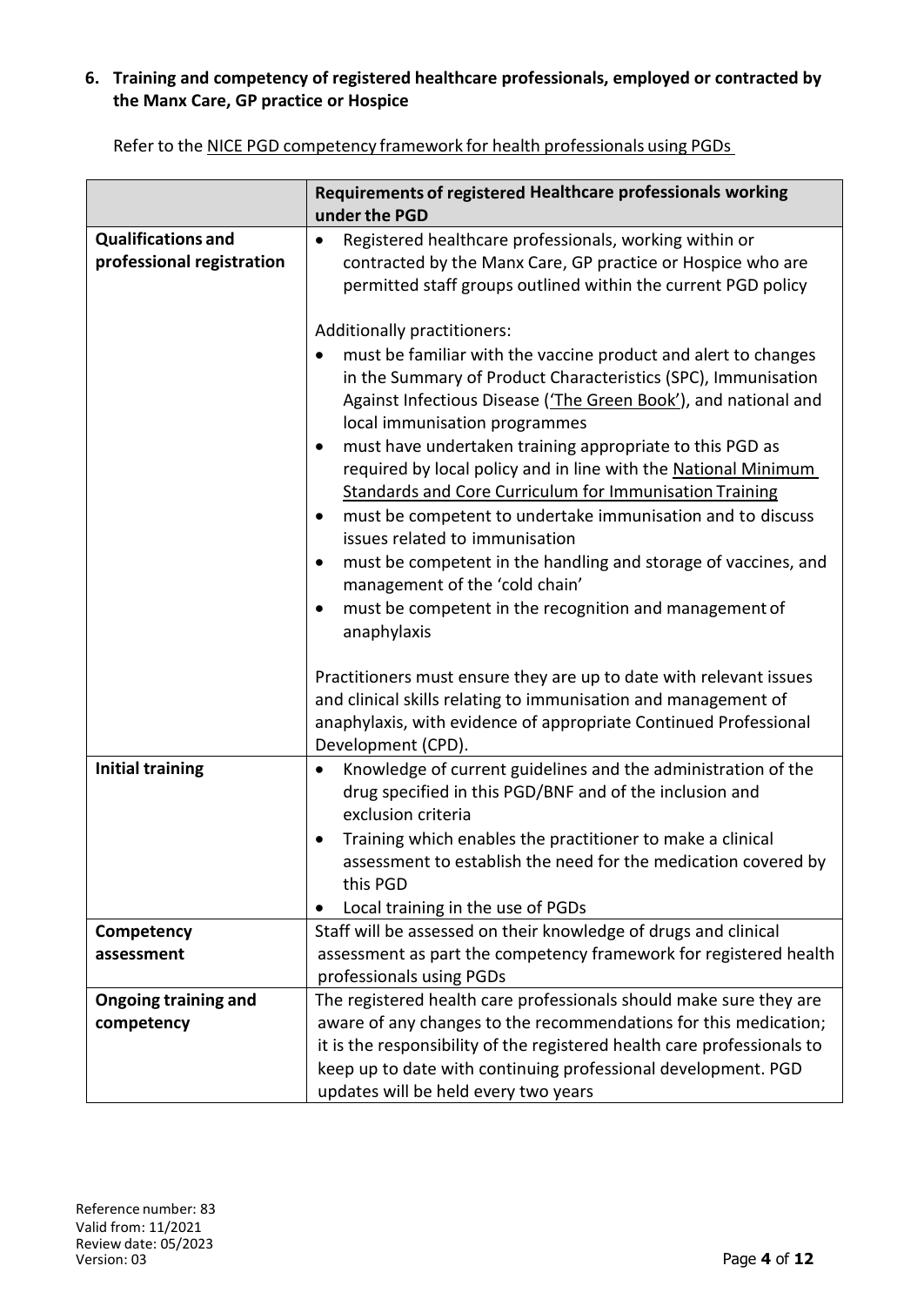## 6. Training and competency of registered healthcare professionals, employed or contracted by the Manx Care, GP practice or Hospice

Refer to the NICE PGD competency framework for health professionals using PGDs

| | Requirements of registered Healthcare professionals working under the PGD |
|---|---|
| **Qualifications and professional registration** | • Registered healthcare professionals, working within or contracted by the Manx Care, GP practice or Hospice who are permitted staff groups outlined within the current PGD policy<br><br>Additionally practitioners:<br>• must be familiar with the vaccine product and alert to changes in the Summary of Product Characteristics (SPC), Immunisation Against Infectious Disease ('The Green Book'), and national and local immunisation programmes<br>• must have undertaken training appropriate to this PGD as required by local policy and in line with the National Minimum Standards and Core Curriculum for Immunisation Training<br>• must be competent to undertake immunisation and to discuss issues related to immunisation<br>• must be competent in the handling and storage of vaccines, and management of the 'cold chain'<br>• must be competent in the recognition and management of anaphylaxis<br><br>Practitioners must ensure they are up to date with relevant issues and clinical skills relating to immunisation and management of anaphylaxis, with evidence of appropriate Continued Professional Development (CPD). |
| **Initial training** | • Knowledge of current guidelines and the administration of the drug specified in this PGD/BNF and of the inclusion and exclusion criteria<br>• Training which enables the practitioner to make a clinical assessment to establish the need for the medication covered by this PGD<br>• Local training in the use of PGDs |
| **Competency assessment** | Staff will be assessed on their knowledge of drugs and clinical assessment as part the competency framework for registered health professionals using PGDs |
| **Ongoing training and competency** | The registered health care professionals should make sure they are aware of any changes to the recommendations for this medication; it is the responsibility of the registered health care professionals to keep up to date with continuing professional development. PGD updates will be held every two years |

Reference number: 83
Valid from: 11/2021
Review date: 05/2023
Version: 03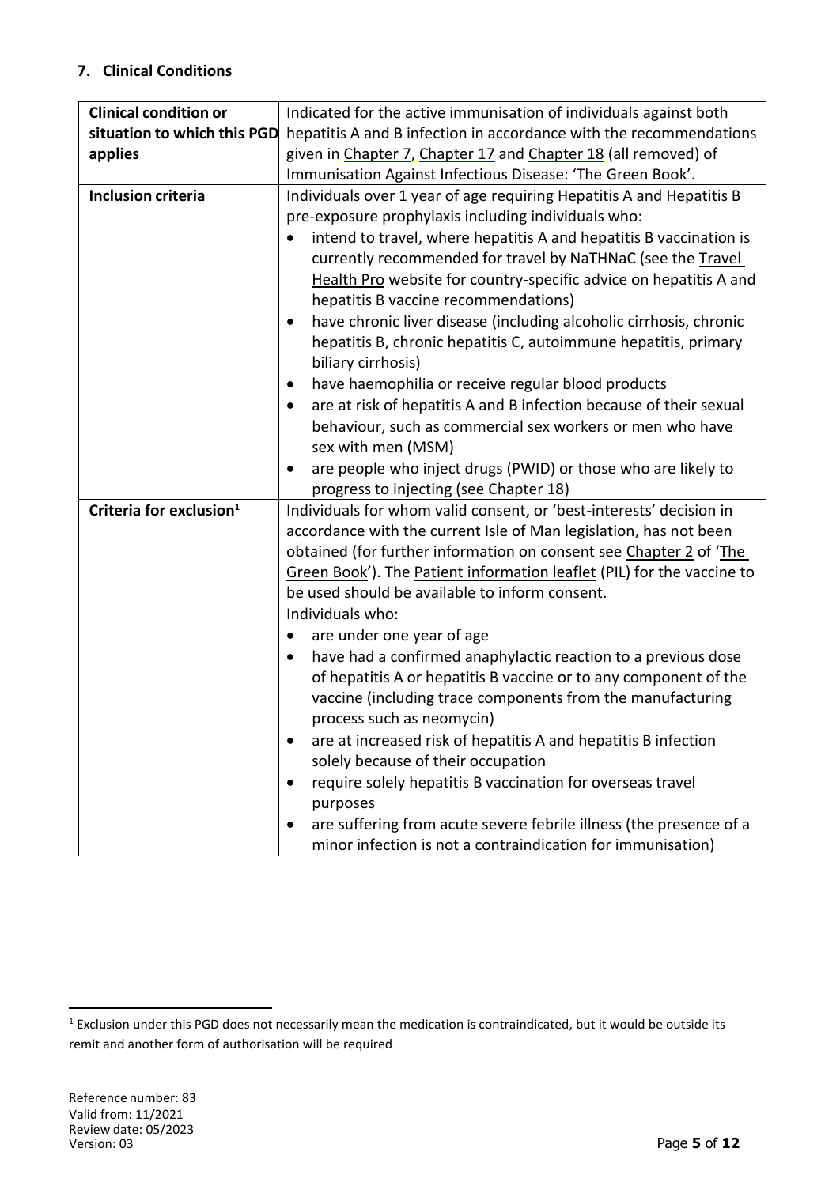## 7. Clinical Conditions

| | |
|---|---|
| **Clinical condition or situation to which this PGD applies** | Indicated for the active immunisation of individuals against both hepatitis A and B infection in accordance with the recommendations given in Chapter 7, Chapter 17 and Chapter 18 (all removed) of Immunisation Against Infectious Disease: 'The Green Book'. |
| **Inclusion criteria** | Individuals over 1 year of age requiring Hepatitis A and Hepatitis B pre-exposure prophylaxis including individuals who:<br>• intend to travel, where hepatitis A and hepatitis B vaccination is currently recommended for travel by NaTHNaC (see the Travel Health Pro website for country-specific advice on hepatitis A and hepatitis B vaccine recommendations)<br>• have chronic liver disease (including alcoholic cirrhosis, chronic hepatitis B, chronic hepatitis C, autoimmune hepatitis, primary biliary cirrhosis)<br>• have haemophilia or receive regular blood products<br>• are at risk of hepatitis A and B infection because of their sexual behaviour, such as commercial sex workers or men who have sex with men (MSM)<br>• are people who inject drugs (PWID) or those who are likely to progress to injecting (see Chapter 18) |
| **Criteria for exclusion[1]** | Individuals for whom valid consent, or 'best-interests' decision in accordance with the current Isle of Man legislation, has not been obtained (for further information on consent see Chapter 2 of 'The Green Book'). The Patient information leaflet (PIL) for the vaccine to be used should be available to inform consent.<br>Individuals who:<br>• are under one year of age<br>• have had a confirmed anaphylactic reaction to a previous dose of hepatitis A or hepatitis B vaccine or to any component of the vaccine (including trace components from the manufacturing process such as neomycin)<br>• are at increased risk of hepatitis A and hepatitis B infection solely because of their occupation<br>• require solely hepatitis B vaccination for overseas travel purposes<br>• are suffering from acute severe febrile illness (the presence of a minor infection is not a contraindication for immunisation) |

[1] Exclusion under this PGD does not necessarily mean the medication is contraindicated, but it would be outside its remit and another form of authorisation will be required

Reference number: 83
Valid from: 11/2021
Review date: 05/2023
Version: 03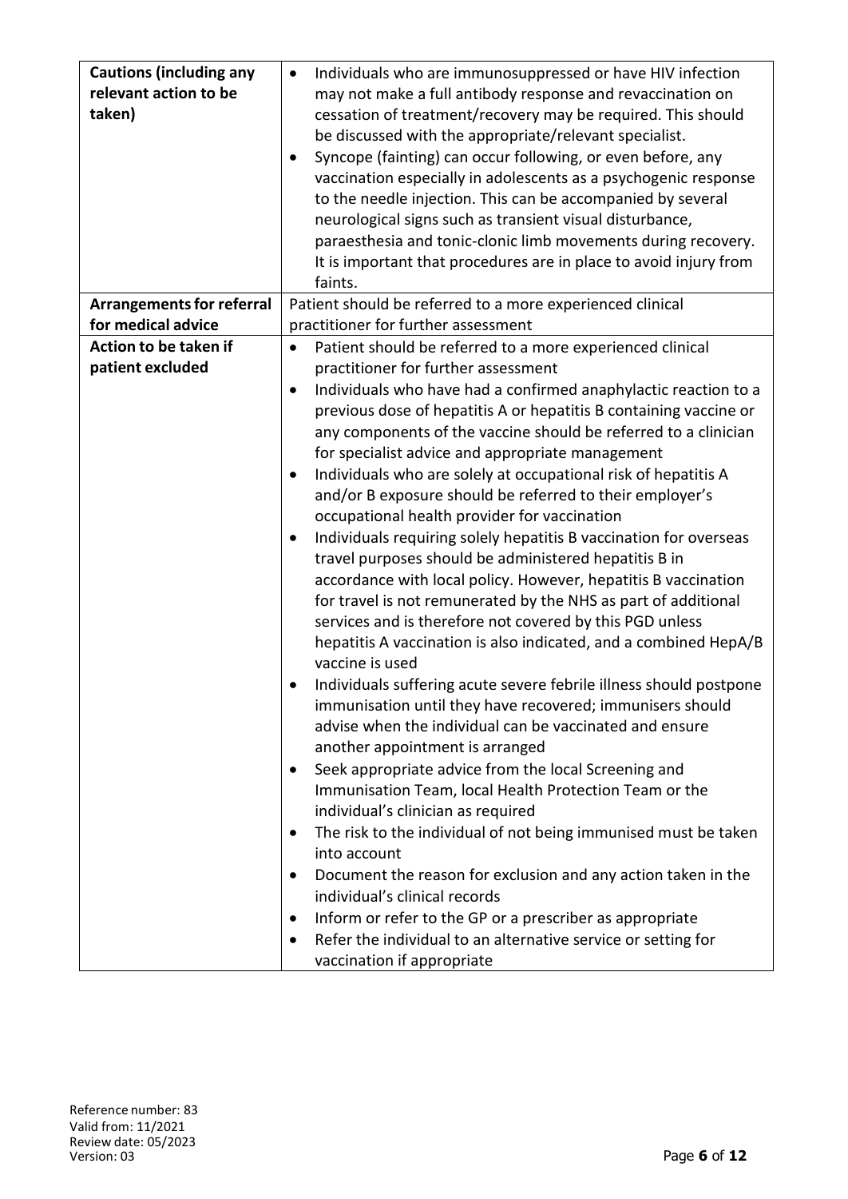| | |
|---|---|
| **Cautions (including any relevant action to be taken)** | • Individuals who are immunosuppressed or have HIV infection may not make a full antibody response and revaccination on cessation of treatment/recovery may be required. This should be discussed with the appropriate/relevant specialist.<br>• Syncope (fainting) can occur following, or even before, any vaccination especially in adolescents as a psychogenic response to the needle injection. This can be accompanied by several neurological signs such as transient visual disturbance, paraesthesia and tonic-clonic limb movements during recovery. It is important that procedures are in place to avoid injury from faints. |
| **Arrangements for referral for medical advice** | Patient should be referred to a more experienced clinical practitioner for further assessment |
| **Action to be taken if patient excluded** | • Patient should be referred to a more experienced clinical practitioner for further assessment<br>• Individuals who have had a confirmed anaphylactic reaction to a previous dose of hepatitis A or hepatitis B containing vaccine or any components of the vaccine should be referred to a clinician for specialist advice and appropriate management<br>• Individuals who are solely at occupational risk of hepatitis A and/or B exposure should be referred to their employer's occupational health provider for vaccination<br>• Individuals requiring solely hepatitis B vaccination for overseas travel purposes should be administered hepatitis B in accordance with local policy. However, hepatitis B vaccination for travel is not remunerated by the NHS as part of additional services and is therefore not covered by this PGD unless hepatitis A vaccination is also indicated, and a combined HepA/B vaccine is used<br>• Individuals suffering acute severe febrile illness should postpone immunisation until they have recovered; immunisers should advise when the individual can be vaccinated and ensure another appointment is arranged<br>• Seek appropriate advice from the local Screening and Immunisation Team, local Health Protection Team or the individual's clinician as required<br>• The risk to the individual of not being immunised must be taken into account<br>• Document the reason for exclusion and any action taken in the individual's clinical records<br>• Inform or refer to the GP or a prescriber as appropriate<br>• Refer the individual to an alternative service or setting for vaccination if appropriate |

Reference number: 83
Valid from: 11/2021
Review date: 05/2023
Version: 03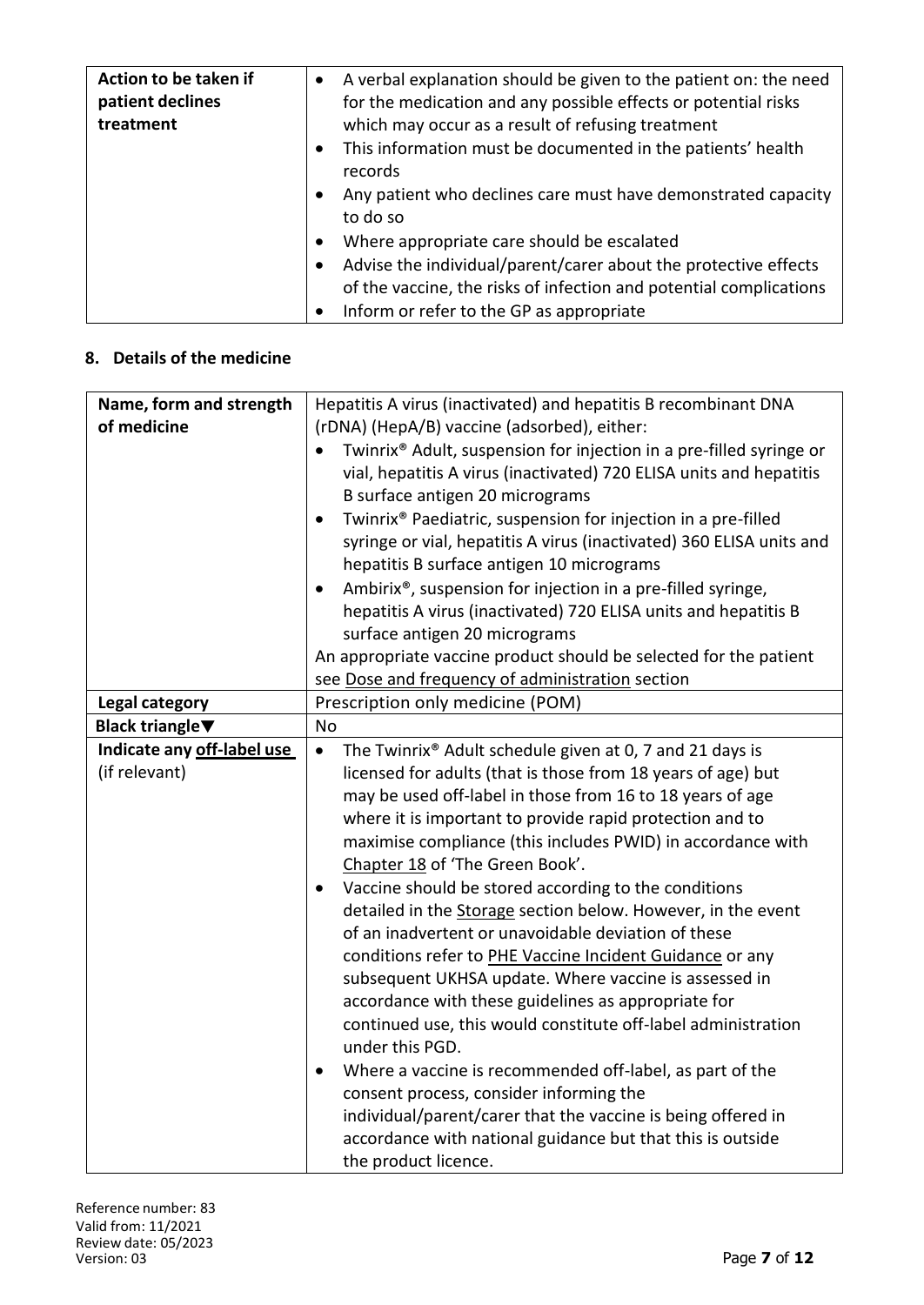| | |
|---|---|
| **Action to be taken if patient declines treatment** | • A verbal explanation should be given to the patient on: the need for the medication and any possible effects or potential risks which may occur as a result of refusing treatment<br>• This information must be documented in the patients' health records<br>• Any patient who declines care must have demonstrated capacity to do so<br>• Where appropriate care should be escalated<br>• Advise the individual/parent/carer about the protective effects of the vaccine, the risks of infection and potential complications<br>• Inform or refer to the GP as appropriate |

## 8. Details of the medicine

| | |
|---|---|
| **Name, form and strength of medicine** | Hepatitis A virus (inactivated) and hepatitis B recombinant DNA (rDNA) (HepA/B) vaccine (adsorbed), either:<br>• Twinrix® Adult, suspension for injection in a pre-filled syringe or vial, hepatitis A virus (inactivated) 720 ELISA units and hepatitis B surface antigen 20 micrograms<br>• Twinrix® Paediatric, suspension for injection in a pre-filled syringe or vial, hepatitis A virus (inactivated) 360 ELISA units and hepatitis B surface antigen 10 micrograms<br>• Ambirix®, suspension for injection in a pre-filled syringe, hepatitis A virus (inactivated) 720 ELISA units and hepatitis B surface antigen 20 micrograms<br>An appropriate vaccine product should be selected for the patient see Dose and frequency of administration section |
| **Legal category** | Prescription only medicine (POM) |
| **Black triangle▼** | No |
| **Indicate any off-label use** (if relevant) | • The Twinrix® Adult schedule given at 0, 7 and 21 days is licensed for adults (that is those from 18 years of age) but may be used off-label in those from 16 to 18 years of age where it is important to provide rapid protection and to maximise compliance (this includes PWID) in accordance with Chapter 18 of 'The Green Book'.<br>• Vaccine should be stored according to the conditions detailed in the Storage section below. However, in the event of an inadvertent or unavoidable deviation of these conditions refer to PHE Vaccine Incident Guidance or any subsequent UKHSA update. Where vaccine is assessed in accordance with these guidelines as appropriate for continued use, this would constitute off-label administration under this PGD.<br>• Where a vaccine is recommended off-label, as part of the consent process, consider informing the individual/parent/carer that the vaccine is being offered in accordance with national guidance but that this is outside the product licence. |

Reference number: 83
Valid from: 11/2021
Review date: 05/2023
Version: 03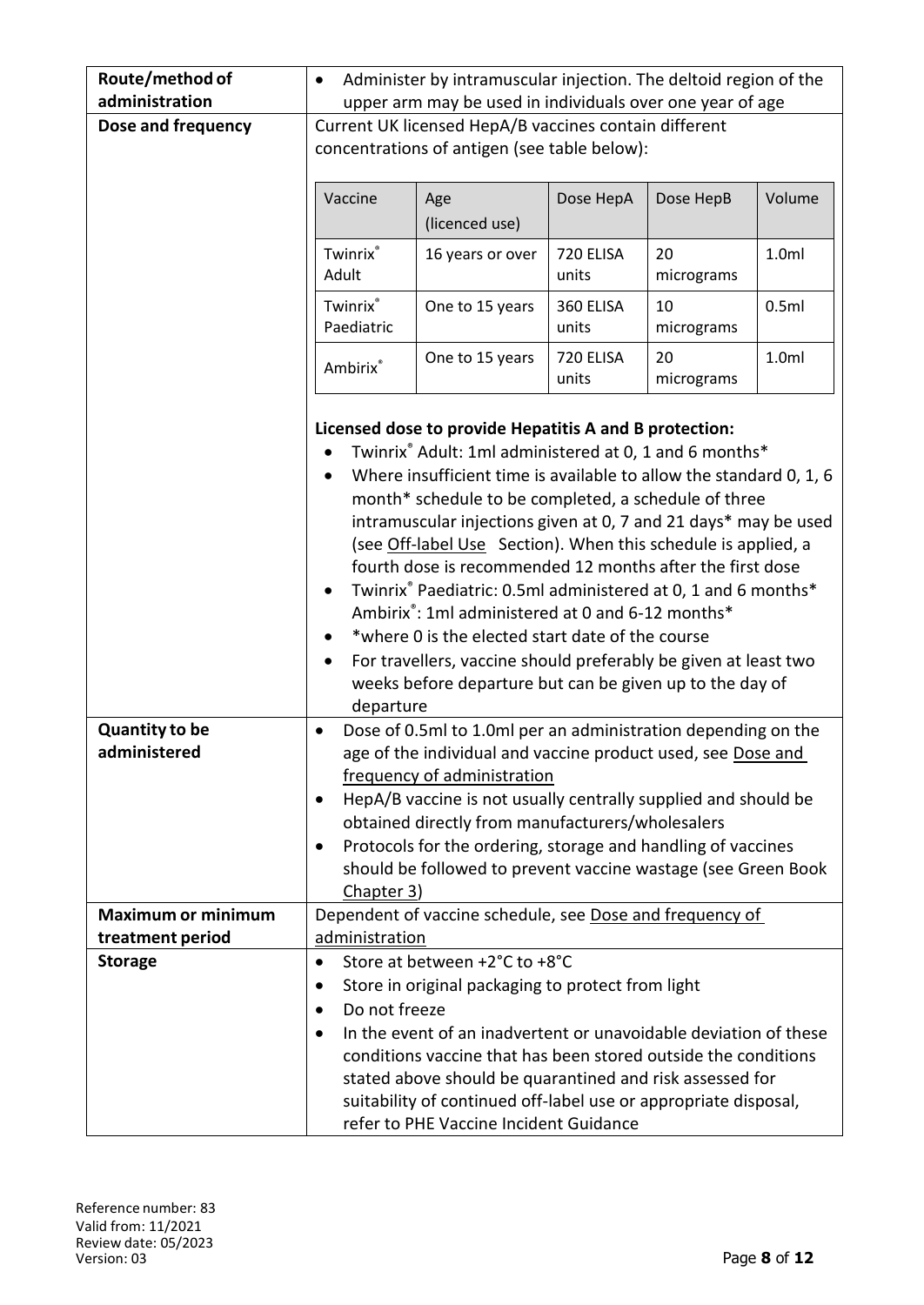| | |
|---|---|
| **Route/method of administration** | • Administer by intramuscular injection. The deltoid region of the upper arm may be used in individuals over one year of age |
| **Dose and frequency** | Current UK licensed HepA/B vaccines contain different concentrations of antigen (see table below):<br><br>**Vaccine** / **Age (licenced use)** / **Dose HepA** / **Dose HepB** / **Volume**<br>Twinrix® Adult / 16 years or over / 720 ELISA units / 20 micrograms / 1.0ml<br>Twinrix® Paediatric / One to 15 years / 360 ELISA units / 10 micrograms / 0.5ml<br>Ambirix® / One to 15 years / 720 ELISA units / 20 micrograms / 1.0ml<br><br>**Licensed dose to provide Hepatitis A and B protection:**<br>• Twinrix® Adult: 1ml administered at 0, 1 and 6 months*<br>• Where insufficient time is available to allow the standard 0, 1, 6 month* schedule to be completed, a schedule of three intramuscular injections given at 0, 7 and 21 days* may be used (see Off-label Use Section). When this schedule is applied, a fourth dose is recommended 12 months after the first dose<br>• Twinrix® Paediatric: 0.5ml administered at 0, 1 and 6 months* Ambirix®: 1ml administered at 0 and 6-12 months*<br>• *where 0 is the elected start date of the course<br>• For travellers, vaccine should preferably be given at least two weeks before departure but can be given up to the day of departure |
| **Quantity to be administered** | • Dose of 0.5ml to 1.0ml per an administration depending on the age of the individual and vaccine product used, see Dose and frequency of administration<br>• HepA/B vaccine is not usually centrally supplied and should be obtained directly from manufacturers/wholesalers<br>• Protocols for the ordering, storage and handling of vaccines should be followed to prevent vaccine wastage (see Green Book Chapter 3) |
| **Maximum or minimum treatment period** | Dependent of vaccine schedule, see Dose and frequency of administration |
| **Storage** | • Store at between +2°C to +8°C<br>• Store in original packaging to protect from light<br>• Do not freeze<br>• In the event of an inadvertent or unavoidable deviation of these conditions vaccine that has been stored outside the conditions stated above should be quarantined and risk assessed for suitability of continued off-label use or appropriate disposal, refer to PHE Vaccine Incident Guidance |

| Vaccine | Age (licenced use) | Dose HepA | Dose HepB | Volume |
|---|---|---|---|---|
| Twinrix® Adult | 16 years or over | 720 ELISA units | 20 micrograms | 1.0ml |
| Twinrix® Paediatric | One to 15 years | 360 ELISA units | 10 micrograms | 0.5ml |
| Ambirix® | One to 15 years | 720 ELISA units | 20 micrograms | 1.0ml |

Reference number: 83
Valid from: 11/2021
Review date: 05/2023
Version: 03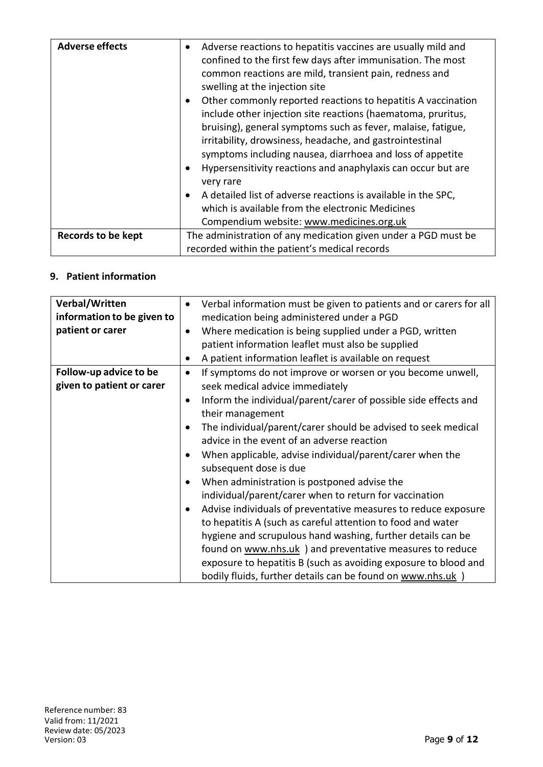| | |
|---|---|
| **Adverse effects** | • Adverse reactions to hepatitis vaccines are usually mild and confined to the first few days after immunisation. The most common reactions are mild, transient pain, redness and swelling at the injection site<br>• Other commonly reported reactions to hepatitis A vaccination include other injection site reactions (haematoma, pruritus, bruising), general symptoms such as fever, malaise, fatigue, irritability, drowsiness, headache, and gastrointestinal symptoms including nausea, diarrhoea and loss of appetite<br>• Hypersensitivity reactions and anaphylaxis can occur but are very rare<br>• A detailed list of adverse reactions is available in the SPC, which is available from the electronic Medicines Compendium website: www.medicines.org.uk |
| **Records to be kept** | The administration of any medication given under a PGD must be recorded within the patient's medical records |

## 9. Patient information

| | |
|---|---|
| **Verbal/Written information to be given to patient or carer** | • Verbal information must be given to patients and or carers for all medication being administered under a PGD<br>• Where medication is being supplied under a PGD, written patient information leaflet must also be supplied<br>• A patient information leaflet is available on request |
| **Follow-up advice to be given to patient or carer** | • If symptoms do not improve or worsen or you become unwell, seek medical advice immediately<br>• Inform the individual/parent/carer of possible side effects and their management<br>• The individual/parent/carer should be advised to seek medical advice in the event of an adverse reaction<br>• When applicable, advise individual/parent/carer when the subsequent dose is due<br>• When administration is postponed advise the individual/parent/carer when to return for vaccination<br>• Advise individuals of preventative measures to reduce exposure to hepatitis A (such as careful attention to food and water hygiene and scrupulous hand washing, further details can be found on www.nhs.uk ) and preventative measures to reduce exposure to hepatitis B (such as avoiding exposure to blood and bodily fluids, further details can be found on www.nhs.uk ) |

Reference number: 83
Valid from: 11/2021
Review date: 05/2023
Version: 03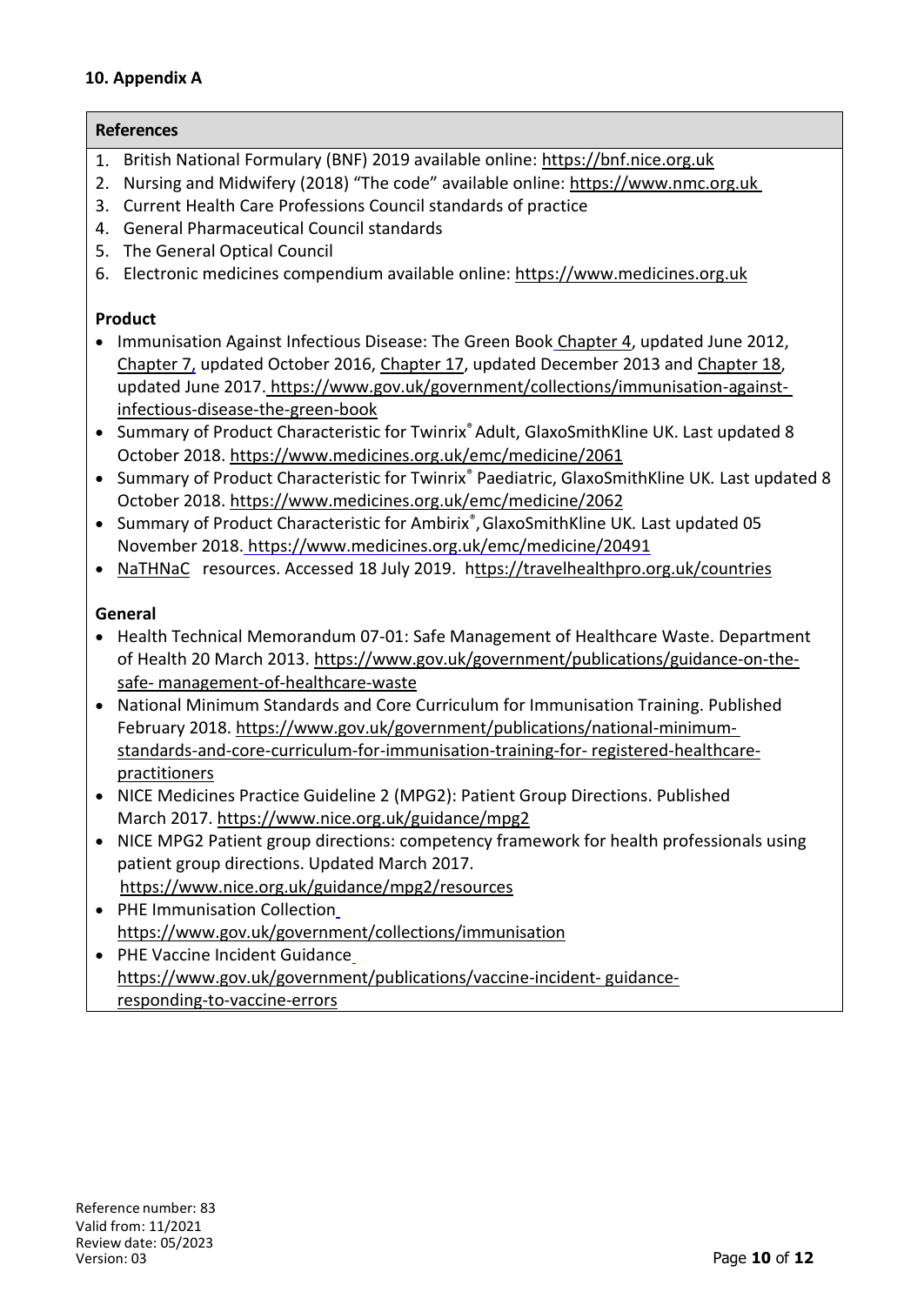## 10. Appendix A

### References

1. British National Formulary (BNF) 2019 available online: https://bnf.nice.org.uk
2. Nursing and Midwifery (2018) "The code" available online: https://www.nmc.org.uk
3. Current Health Care Professions Council standards of practice
4. General Pharmaceutical Council standards
5. The General Optical Council
6. Electronic medicines compendium available online: https://www.medicines.org.uk

**Product**

- Immunisation Against Infectious Disease: The Green Book Chapter 4, updated June 2012, Chapter 7, updated October 2016, Chapter 17, updated December 2013 and Chapter 18, updated June 2017. https://www.gov.uk/government/collections/immunisation-against-infectious-disease-the-green-book
- Summary of Product Characteristic for Twinrix® Adult, GlaxoSmithKline UK. Last updated 8 October 2018. https://www.medicines.org.uk/emc/medicine/2061
- Summary of Product Characteristic for Twinrix® Paediatric, GlaxoSmithKline UK. Last updated 8 October 2018. https://www.medicines.org.uk/emc/medicine/2062
- Summary of Product Characteristic for Ambirix®, GlaxoSmithKline UK. Last updated 05 November 2018. https://www.medicines.org.uk/emc/medicine/20491
- NaTHNaC resources. Accessed 18 July 2019. https://travelhealthpro.org.uk/countries

**General**

- Health Technical Memorandum 07-01: Safe Management of Healthcare Waste. Department of Health 20 March 2013. https://www.gov.uk/government/publications/guidance-on-the-safe-management-of-healthcare-waste
- National Minimum Standards and Core Curriculum for Immunisation Training. Published February 2018. https://www.gov.uk/government/publications/national-minimum-standards-and-core-curriculum-for-immunisation-training-for-registered-healthcare-practitioners
- NICE Medicines Practice Guideline 2 (MPG2): Patient Group Directions. Published March 2017. https://www.nice.org.uk/guidance/mpg2
- NICE MPG2 Patient group directions: competency framework for health professionals using patient group directions. Updated March 2017. https://www.nice.org.uk/guidance/mpg2/resources
- PHE Immunisation Collection https://www.gov.uk/government/collections/immunisation
- PHE Vaccine Incident Guidance https://www.gov.uk/government/publications/vaccine-incident-guidance-responding-to-vaccine-errors

Reference number: 83
Valid from: 11/2021
Review date: 05/2023
Version: 03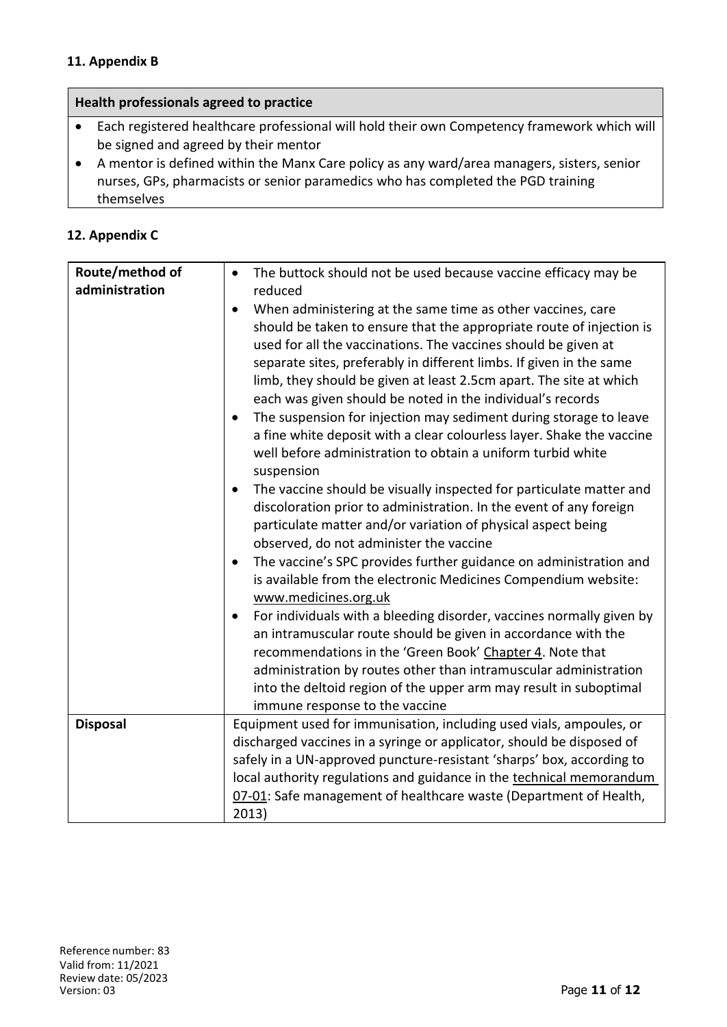## 11. Appendix B

| Health professionals agreed to practice |
|---|
| • Each registered healthcare professional will hold their own Competency framework which will be signed and agreed by their mentor<br>• A mentor is defined within the Manx Care policy as any ward/area managers, sisters, senior nurses, GPs, pharmacists or senior paramedics who has completed the PGD training themselves |

## 12. Appendix C

| | |
|---|---|
| **Route/method of administration** | • The buttock should not be used because vaccine efficacy may be reduced<br>• When administering at the same time as other vaccines, care should be taken to ensure that the appropriate route of injection is used for all the vaccinations. The vaccines should be given at separate sites, preferably in different limbs. If given in the same limb, they should be given at least 2.5cm apart. The site at which each was given should be noted in the individual's records<br>• The suspension for injection may sediment during storage to leave a fine white deposit with a clear colourless layer. Shake the vaccine well before administration to obtain a uniform turbid white suspension<br>• The vaccine should be visually inspected for particulate matter and discoloration prior to administration. In the event of any foreign particulate matter and/or variation of physical aspect being observed, do not administer the vaccine<br>• The vaccine's SPC provides further guidance on administration and is available from the electronic Medicines Compendium website: www.medicines.org.uk<br>• For individuals with a bleeding disorder, vaccines normally given by an intramuscular route should be given in accordance with the recommendations in the 'Green Book' Chapter 4. Note that administration by routes other than intramuscular administration into the deltoid region of the upper arm may result in suboptimal immune response to the vaccine |
| **Disposal** | Equipment used for immunisation, including used vials, ampoules, or discharged vaccines in a syringe or applicator, should be disposed of safely in a UN-approved puncture-resistant 'sharps' box, according to local authority regulations and guidance in the technical memorandum 07-01: Safe management of healthcare waste (Department of Health, 2013) |

Reference number: 83
Valid from: 11/2021
Review date: 05/2023
Version: 03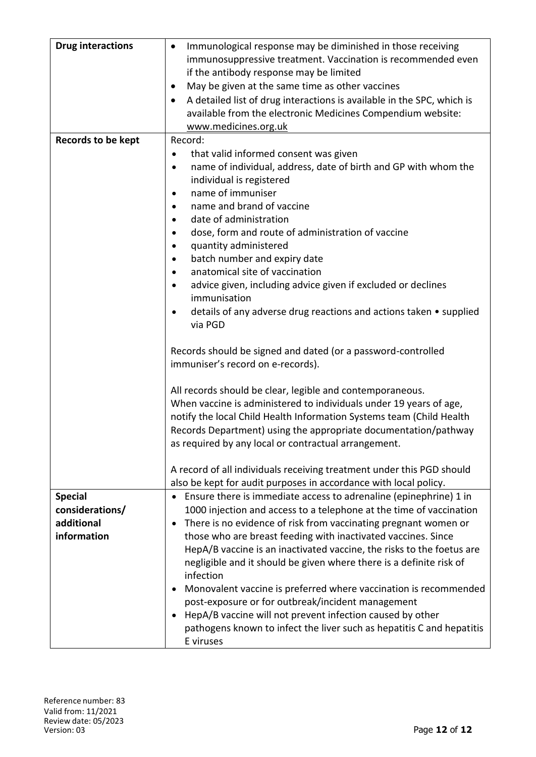| | |
|---|---|
| **Drug interactions** | • Immunological response may be diminished in those receiving immunosuppressive treatment. Vaccination is recommended even if the antibody response may be limited<br>• May be given at the same time as other vaccines<br>• A detailed list of drug interactions is available in the SPC, which is available from the electronic Medicines Compendium website: www.medicines.org.uk |
| **Records to be kept** | Record:<br>• that valid informed consent was given<br>• name of individual, address, date of birth and GP with whom the individual is registered<br>• name of immuniser<br>• name and brand of vaccine<br>• date of administration<br>• dose, form and route of administration of vaccine<br>• quantity administered<br>• batch number and expiry date<br>• anatomical site of vaccination<br>• advice given, including advice given if excluded or declines immunisation<br>• details of any adverse drug reactions and actions taken • supplied via PGD<br><br>Records should be signed and dated (or a password-controlled immuniser's record on e-records).<br><br>All records should be clear, legible and contemporaneous.<br>When vaccine is administered to individuals under 19 years of age, notify the local Child Health Information Systems team (Child Health Records Department) using the appropriate documentation/pathway as required by any local or contractual arrangement.<br><br>A record of all individuals receiving treatment under this PGD should also be kept for audit purposes in accordance with local policy. |
| **Special considerations/ additional information** | • Ensure there is immediate access to adrenaline (epinephrine) 1 in 1000 injection and access to a telephone at the time of vaccination<br>• There is no evidence of risk from vaccinating pregnant women or those who are breast feeding with inactivated vaccines. Since HepA/B vaccine is an inactivated vaccine, the risks to the foetus are negligible and it should be given where there is a definite risk of infection<br>• Monovalent vaccine is preferred where vaccination is recommended post-exposure or for outbreak/incident management<br>• HepA/B vaccine will not prevent infection caused by other pathogens known to infect the liver such as hepatitis C and hepatitis E viruses |

Reference number: 83
Valid from: 11/2021
Review date: 05/2023
Version: 03